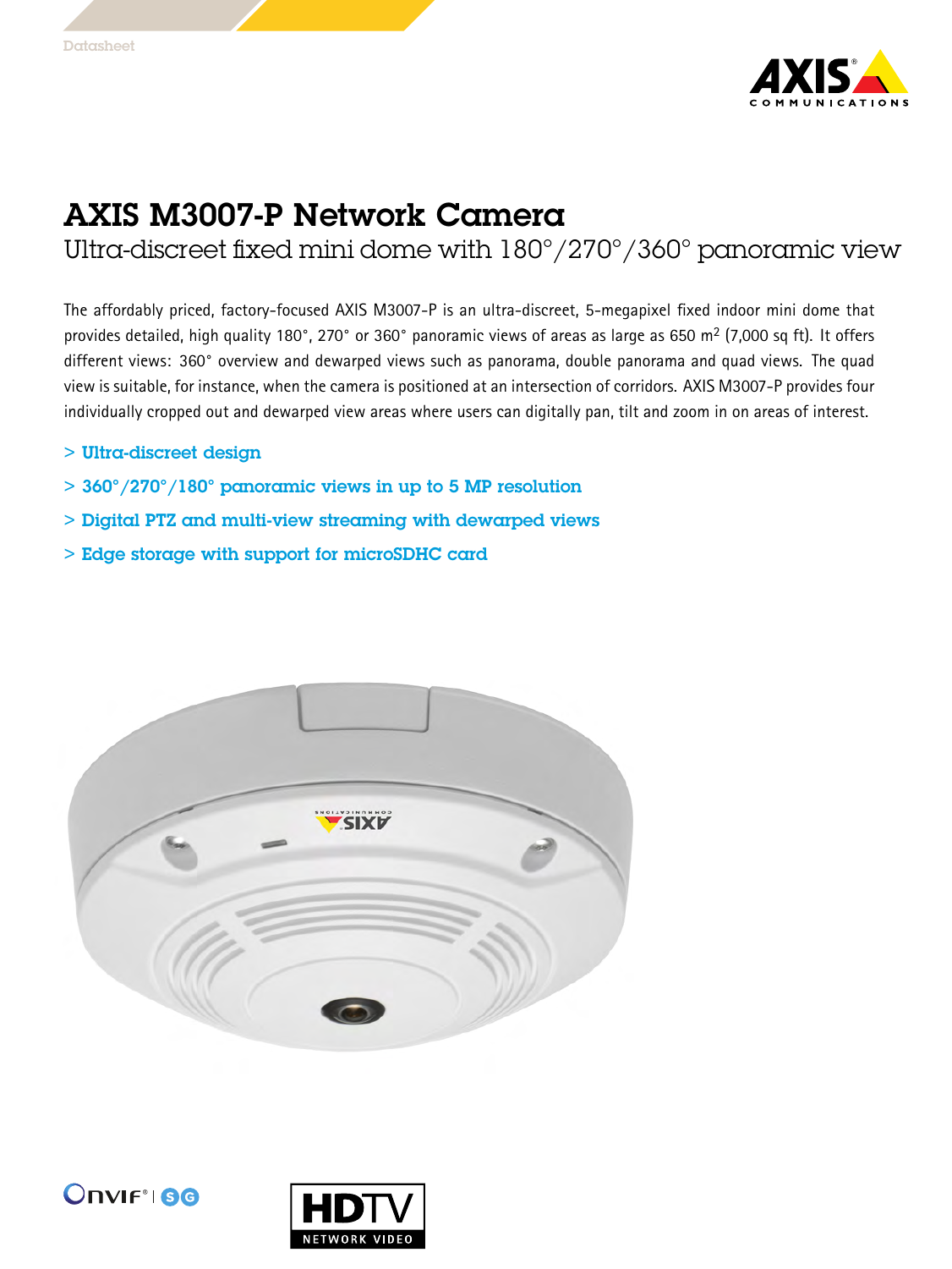Datasheet

# AXIS M3007-P Network Camera

## Ultra-discreet fixed mini dome with 180°/270°/360° panoramic view

The affordably priced, factory-focused AXIS M3007-P is an ultra-discreet, 5-megapixel fixed indoor mini dome that provides detailed, high quality 180°, 270° or 360° panoramic views of areas as large as 650 $m^2$ (7,000 sq ft). It offers different views: 360° overview and dewarped views such as panorama, double panorama and quad views. The quad view is suitable, for instance, when the camera is positioned at an intersection of corridors. AXIS M3007-P provides four individually cropped out and dewarped view areas where users can digitally pan, tilt and zoom in on areas of interest.

> Ultra-discreet design

> 360°/270°/180° panoramic views in up to 5 MP resolution

> Digital PTZ and multi-view streaming with dewarped views

> Edge storage with support for microSDHC card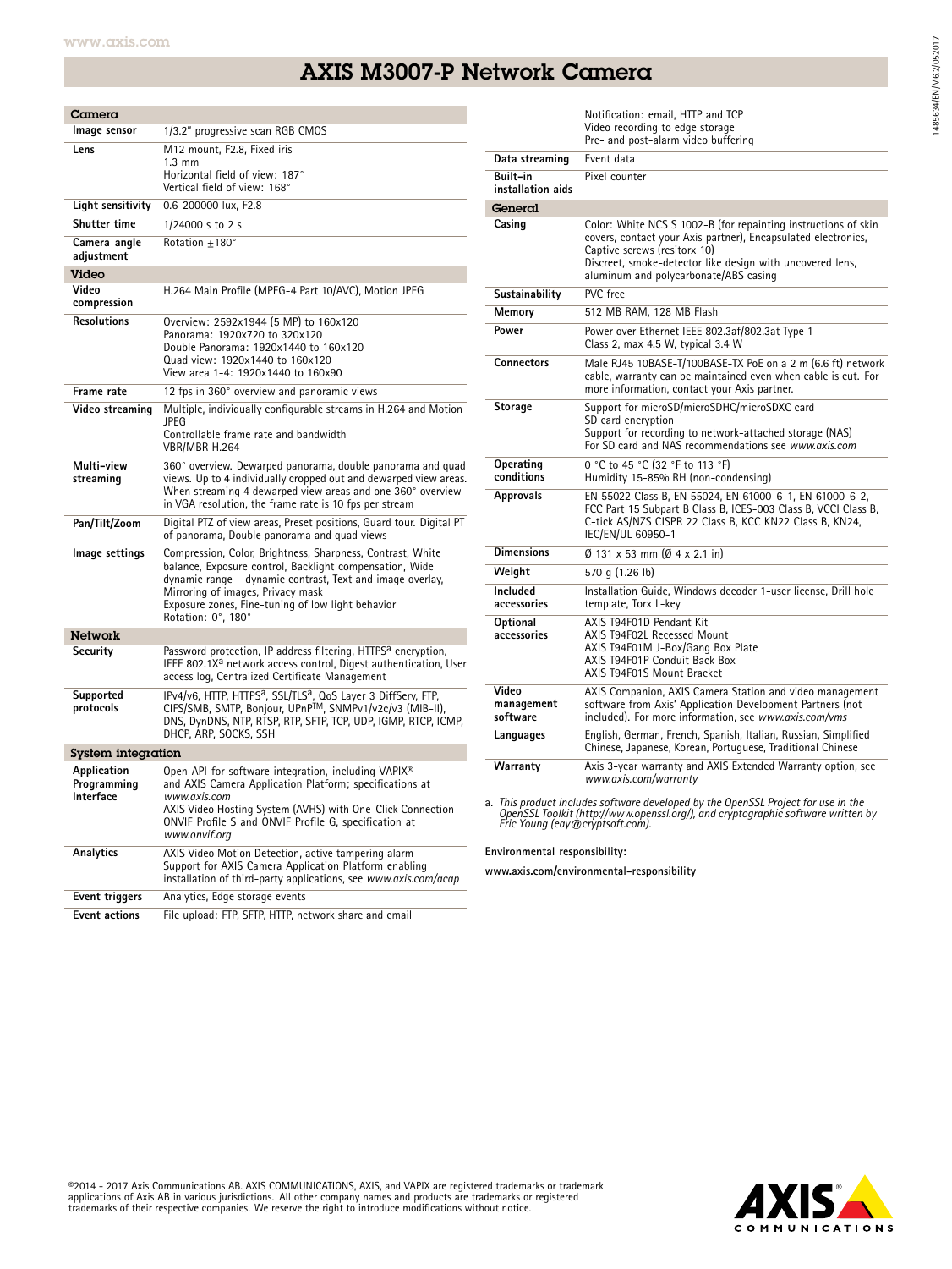# AXIS M3007-P Network Camera

| | |
|---|---|
| **Camera** | |
| **Image sensor** | 1/3.2" progressive scan RGB CMOS |
| **Lens** | M12 mount, F2.8, Fixed iris<br>1.3 mm<br>Horizontal field of view: 187°<br>Vertical field of view: 168° |
| **Light sensitivity** | 0.6-200000 lux, F2.8 |
| **Shutter time** | 1/24000 s to 2 s |
| **Camera angle adjustment** | Rotation ±180° |
| **Video** | |
| **Video compression** | H.264 Main Profile (MPEG-4 Part 10/AVC), Motion JPEG |
| **Resolutions** | Overview: 2592x1944 (5 MP) to 160x120<br>Panorama: 1920x720 to 320x120<br>Double Panorama: 1920x1440 to 160x120<br>Quad view: 1920x1440 to 160x120<br>View area 1-4: 1920x1440 to 160x90 |
| **Frame rate** | 12 fps in 360° overview and panoramic views |
| **Video streaming** | Multiple, individually configurable streams in H.264 and Motion JPEG<br>Controllable frame rate and bandwidth<br>VBR/MBR H.264 |
| **Multi-view streaming** | 360° overview. Dewarped panorama, double panorama and quad views. Up to 4 individually cropped out and dewarped view areas. When streaming 4 dewarped view areas and one 360° overview in VGA resolution, the frame rate is 10 fps per stream |
| **Pan/Tilt/Zoom** | Digital PTZ of view areas, Preset positions, Guard tour. Digital PT of panorama, Double panorama and quad views |
| **Image settings** | Compression, Color, Brightness, Sharpness, Contrast, White balance, Exposure control, Backlight compensation, Wide dynamic range – dynamic contrast, Text and image overlay, Mirroring of images, Privacy mask<br>Exposure zones, Fine-tuning of low light behavior<br>Rotation: 0°, 180° |
| **Network** | |
| **Security** | Password protection, IP address filtering, HTTPS[a] encryption, IEEE 802.1X[a] network access control, Digest authentication, User access log, Centralized Certificate Management |
| **Supported protocols** | IPv4/v6, HTTP, HTTPS[a], SSL/TLS[a], QoS Layer 3 DiffServ, FTP, CIFS/SMB, SMTP, Bonjour, UPnP™, SNMPv1/v2c/v3 (MIB-II), DNS, DynDNS, NTP, RTSP, RTP, SFTP, TCP, UDP, IGMP, RTCP, ICMP, DHCP, ARP, SOCKS, SSH |
| **System integration** | |
| **Application Programming Interface** | Open API for software integration, including VAPIX® and AXIS Camera Application Platform; specifications at *www.axis.com*<br>AXIS Video Hosting System (AVHS) with One-Click Connection<br>ONVIF Profile S and ONVIF Profile G, specification at *www.onvif.org* |
| **Analytics** | AXIS Video Motion Detection, active tampering alarm<br>Support for AXIS Camera Application Platform enabling installation of third-party applications, see *www.axis.com/acap* |
| **Event triggers** | Analytics, Edge storage events |
| **Event actions** | File upload: FTP, SFTP, HTTP, network share and email<br>Notification: email, HTTP and TCP<br>Video recording to edge storage<br>Pre- and post-alarm video buffering |
| **Data streaming** | Event data |
| **Built-in installation aids** | Pixel counter |
| **General** | |
| **Casing** | Color: White NCS S 1002-B (for repainting instructions of skin covers, contact your Axis partner), Encapsulated electronics, Captive screws (resitorx 10)<br>Discreet, smoke-detector like design with uncovered lens, aluminum and polycarbonate/ABS casing |
| **Sustainability** | PVC free |
| **Memory** | 512 MB RAM, 128 MB Flash |
| **Power** | Power over Ethernet IEEE 802.3af/802.3at Type 1 Class 2, max 4.5 W, typical 3.4 W |
| **Connectors** | Male RJ45 10BASE-T/100BASE-TX PoE on a 2 m (6.6 ft) network cable, warranty can be maintained even when cable is cut. For more information, contact your Axis partner. |
| **Storage** | Support for microSD/microSDHC/microSDXC card<br>SD card encryption<br>Support for recording to network-attached storage (NAS)<br>For SD card and NAS recommendations see *www.axis.com* |
| **Operating conditions** | 0 °C to 45 °C (32 °F to 113 °F)<br>Humidity 15-85% RH (non-condensing) |
| **Approvals** | EN 55022 Class B, EN 55024, EN 61000-6-1, EN 61000-6-2, FCC Part 15 Subpart B Class B, ICES-003 Class B, VCCI Class B, C-tick AS/NZS CISPR 22 Class B, KCC KN22 Class B, KN24, IEC/EN/UL 60950-1 |
| **Dimensions** | Ø 131 x 53 mm (Ø 4 x 2.1 in) |
| **Weight** | 570 g (1.26 lb) |
| **Included accessories** | Installation Guide, Windows decoder 1-user license, Drill hole template, Torx L-key |
| **Optional accessories** | AXIS T94F01D Pendant Kit<br>AXIS T94F02L Recessed Mount<br>AXIS T94F01M J-Box/Gang Box Plate<br>AXIS T94F01P Conduit Back Box<br>AXIS T94F01S Mount Bracket |
| **Video management software** | AXIS Companion, AXIS Camera Station and video management software from Axis' Application Development Partners (not included). For more information, see *www.axis.com/vms* |
| **Languages** | English, German, French, Spanish, Italian, Russian, Simplified Chinese, Japanese, Korean, Portuguese, Traditional Chinese |
| **Warranty** | Axis 3-year warranty and AXIS Extended Warranty option, see *www.axis.com/warranty* |

a. *This product includes software developed by the OpenSSL Project for use in the OpenSSL Toolkit (http://www.openssl.org/), and cryptographic software written by Eric Young (eay@cryptsoft.com).*

**Environmental responsibility:**

**www.axis.com/environmental-responsibility**

©2014 - 2017 Axis Communications AB. AXIS COMMUNICATIONS, AXIS, and VAPIX are registered trademarks or trademark applications of Axis AB in various jurisdictions. All other company names and products are trademarks or registered trademarks of their respective companies. We reserve the right to introduce modifications without notice.